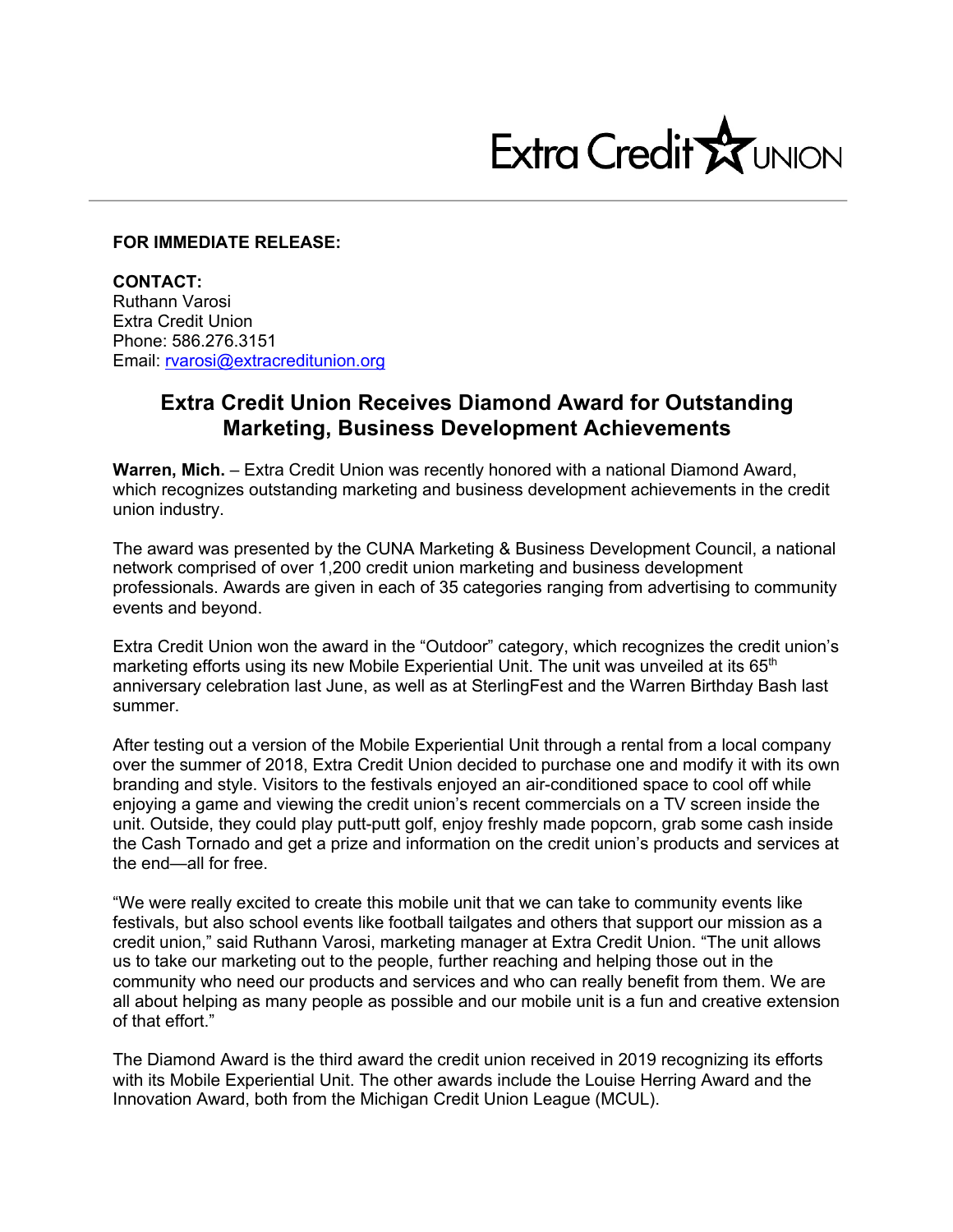Extra Credit UNION

**FOR IMMEDIATE RELEASE:**

**CONTACT:**
Ruthann Varosi
Extra Credit Union
Phone: 586.276.3151
Email: rvarosi@extracreditunion.org

## Extra Credit Union Receives Diamond Award for Outstanding Marketing, Business Development Achievements

**Warren, Mich.** – Extra Credit Union was recently honored with a national Diamond Award, which recognizes outstanding marketing and business development achievements in the credit union industry.

The award was presented by the CUNA Marketing & Business Development Council, a national network comprised of over 1,200 credit union marketing and business development professionals. Awards are given in each of 35 categories ranging from advertising to community events and beyond.

Extra Credit Union won the award in the "Outdoor" category, which recognizes the credit union's marketing efforts using its new Mobile Experiential Unit. The unit was unveiled at its 65th anniversary celebration last June, as well as at SterlingFest and the Warren Birthday Bash last summer.

After testing out a version of the Mobile Experiential Unit through a rental from a local company over the summer of 2018, Extra Credit Union decided to purchase one and modify it with its own branding and style. Visitors to the festivals enjoyed an air-conditioned space to cool off while enjoying a game and viewing the credit union's recent commercials on a TV screen inside the unit. Outside, they could play putt-putt golf, enjoy freshly made popcorn, grab some cash inside the Cash Tornado and get a prize and information on the credit union's products and services at the end—all for free.

"We were really excited to create this mobile unit that we can take to community events like festivals, but also school events like football tailgates and others that support our mission as a credit union," said Ruthann Varosi, marketing manager at Extra Credit Union. "The unit allows us to take our marketing out to the people, further reaching and helping those out in the community who need our products and services and who can really benefit from them. We are all about helping as many people as possible and our mobile unit is a fun and creative extension of that effort."

The Diamond Award is the third award the credit union received in 2019 recognizing its efforts with its Mobile Experiential Unit. The other awards include the Louise Herring Award and the Innovation Award, both from the Michigan Credit Union League (MCUL).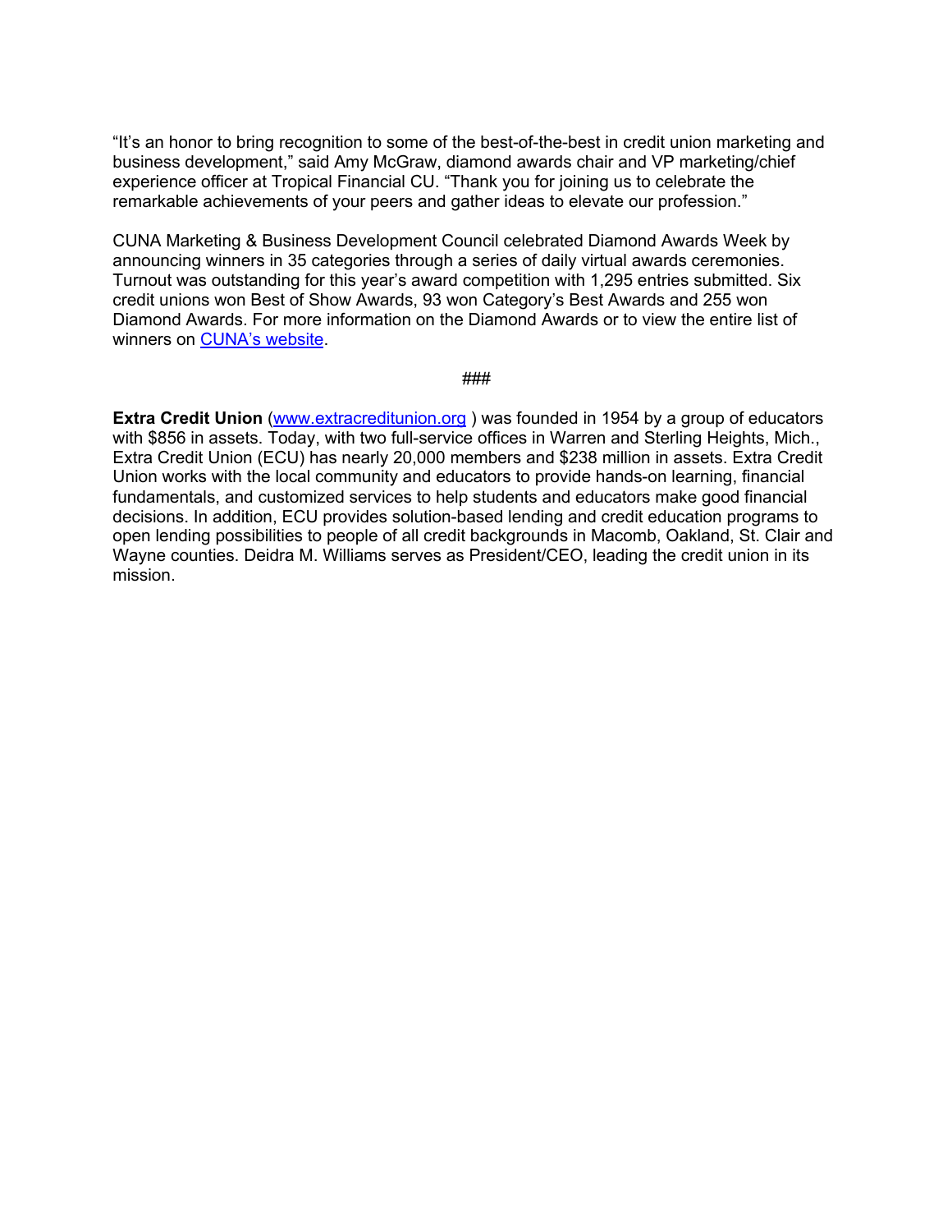"It's an honor to bring recognition to some of the best-of-the-best in credit union marketing and business development," said Amy McGraw, diamond awards chair and VP marketing/chief experience officer at Tropical Financial CU. "Thank you for joining us to celebrate the remarkable achievements of your peers and gather ideas to elevate our profession."

CUNA Marketing & Business Development Council celebrated Diamond Awards Week by announcing winners in 35 categories through a series of daily virtual awards ceremonies. Turnout was outstanding for this year's award competition with 1,295 entries submitted. Six credit unions won Best of Show Awards, 93 won Category's Best Awards and 255 won Diamond Awards. For more information on the Diamond Awards or to view the entire list of winners on CUNA's website.

###

**Extra Credit Union** (www.extracreditunion.org ) was founded in 1954 by a group of educators with $856 in assets. Today, with two full-service offices in Warren and Sterling Heights, Mich., Extra Credit Union (ECU) has nearly 20,000 members and $238 million in assets. Extra Credit Union works with the local community and educators to provide hands-on learning, financial fundamentals, and customized services to help students and educators make good financial decisions. In addition, ECU provides solution-based lending and credit education programs to open lending possibilities to people of all credit backgrounds in Macomb, Oakland, St. Clair and Wayne counties. Deidra M. Williams serves as President/CEO, leading the credit union in its mission.